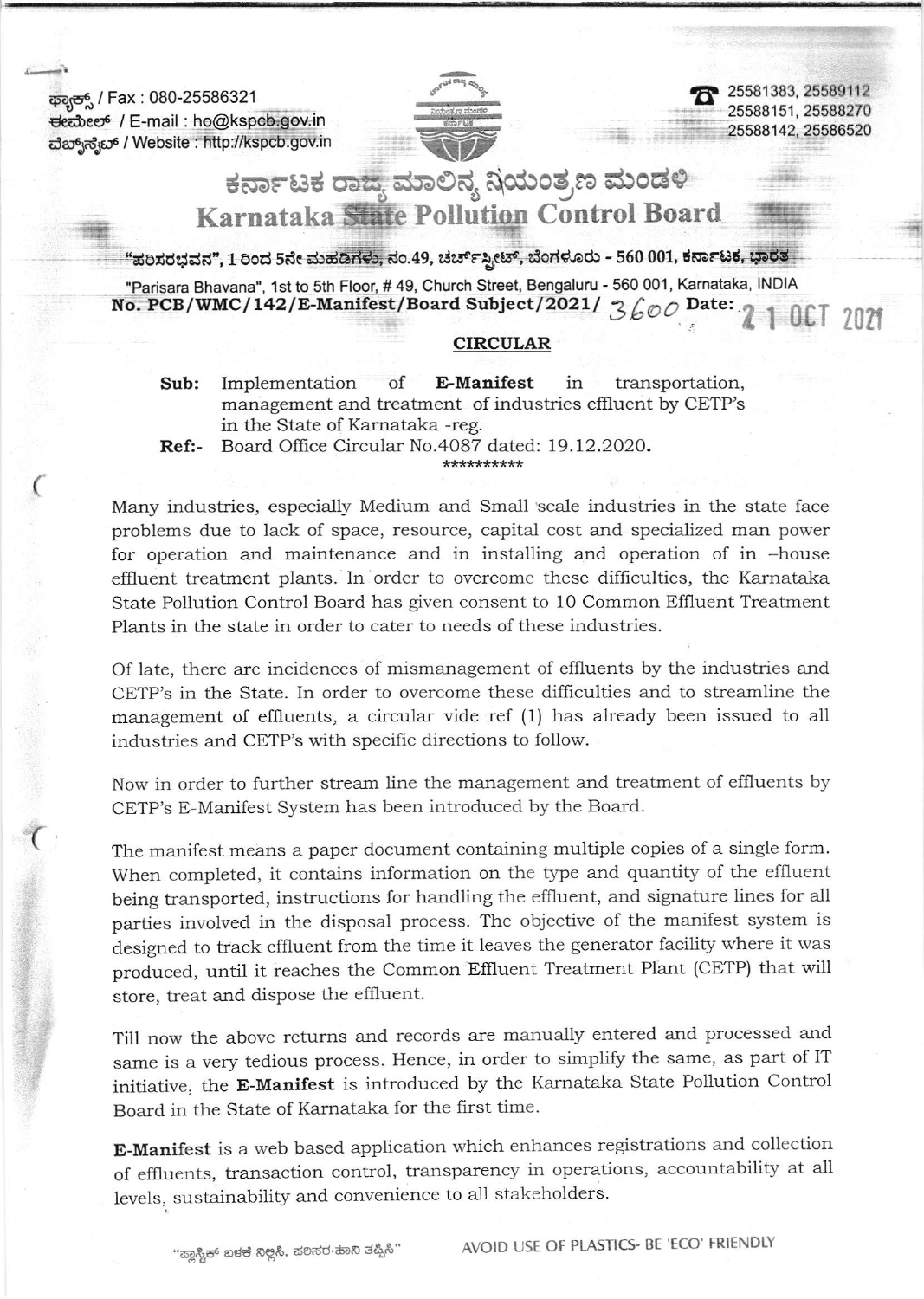ಫ್ಯಾಕ್ಸ್ / Fax : 080-25586321
ಈಮೇಲ್ / E-mail : ho@kspcb.gov.in
ವೆಬ್‌ಸೈಟ್ / Website : http://kspcb.gov.in

25581383, 25589112
25588151, 25588270
25588142, 25586520

# ಕರ್ನಾಟಕ ರಾಜ್ಯ ಮಾಲಿನ್ಯ ನಿಯಂತ್ರಣ ಮಂಡಳಿ
# Karnataka State Pollution Control Board

"ಪರಿಸರಭವನ", 1 ರಿಂದ 5ನೇ ಮಹಡಿಗಳು, ನಂ.49, ಚರ್ಚ್‌ಸ್ಟ್ರೀಟ್, ಬೆಂಗಳೂರು - 560 001, ಕರ್ನಾಟಕ, ಭಾರತ

"Parisara Bhavana", 1st to 5th Floor, # 49, Church Street, Bengaluru - 560 001, Karnataka, INDIA

**No. PCB/WMC/142/E-Manifest/Board Subject/2021/ 3600 Date: 21 OCT 2021**

## CIRCULAR

**Sub:** Implementation of **E-Manifest** in transportation, management and treatment of industries effluent by CETP's in the State of Karnataka -reg.

**Ref:-** Board Office Circular No.4087 dated: 19.12.2020.

**********

Many industries, especially Medium and Small scale industries in the state face problems due to lack of space, resource, capital cost and specialized man power for operation and maintenance and in installing and operation of in –house effluent treatment plants. In order to overcome these difficulties, the Karnataka State Pollution Control Board has given consent to 10 Common Effluent Treatment Plants in the state in order to cater to needs of these industries.

Of late, there are incidences of mismanagement of effluents by the industries and CETP's in the State. In order to overcome these difficulties and to streamline the management of effluents, a circular vide ref (1) has already been issued to all industries and CETP's with specific directions to follow.

Now in order to further stream line the management and treatment of effluents by CETP's E-Manifest System has been introduced by the Board.

The manifest means a paper document containing multiple copies of a single form. When completed, it contains information on the type and quantity of the effluent being transported, instructions for handling the effluent, and signature lines for all parties involved in the disposal process. The objective of the manifest system is designed to track effluent from the time it leaves the generator facility where it was produced, until it reaches the Common Effluent Treatment Plant (CETP) that will store, treat and dispose the effluent.

Till now the above returns and records are manually entered and processed and same is a very tedious process. Hence, in order to simplify the same, as part of IT initiative, the **E-Manifest** is introduced by the Karnataka State Pollution Control Board in the State of Karnataka for the first time.

**E-Manifest** is a web based application which enhances registrations and collection of effluents, transaction control, transparency in operations, accountability at all levels, sustainability and convenience to all stakeholders.

"ಪ್ಲಾಸ್ಟಿಕ್ ಬಳಕೆ ನಿಲ್ಲಿಸಿ, ಪರಿಸರ-ಹಾನಿ ತಪ್ಪಿಸಿ" AVOID USE OF PLASTICS- BE 'ECO' FRIENDLY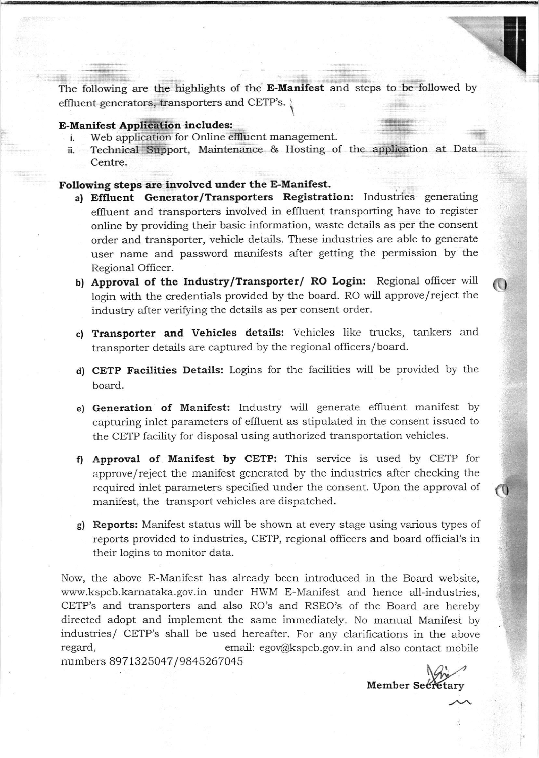The following are the highlights of the **E-Manifest** and steps to be followed by effluent generators, transporters and CETP's.

**E-Manifest Application includes:**

i. Web application for Online effluent management.
ii. Technical Support, Maintenance & Hosting of the application at Data Centre.

**Following steps are involved under the E-Manifest.**

a) **Effluent Generator/Transporters Registration:** Industries generating effluent and transporters involved in effluent transporting have to register online by providing their basic information, waste details as per the consent order and transporter, vehicle details. These industries are able to generate user name and password manifests after getting the permission by the Regional Officer.

b) **Approval of the Industry/Transporter/ RO Login:** Regional officer will login with the credentials provided by the board. RO will approve/reject the industry after verifying the details as per consent order.

c) **Transporter and Vehicles details:** Vehicles like trucks, tankers and transporter details are captured by the regional officers/board.

d) **CETP Facilities Details:** Logins for the facilities will be provided by the board.

e) **Generation of Manifest:** Industry will generate effluent manifest by capturing inlet parameters of effluent as stipulated in the consent issued to the CETP facility for disposal using authorized transportation vehicles.

f) **Approval of Manifest by CETP:** This service is used by CETP for approve/reject the manifest generated by the industries after checking the required inlet parameters specified under the consent. Upon the approval of manifest, the transport vehicles are dispatched.

g) **Reports:** Manifest status will be shown at every stage using various types of reports provided to industries, CETP, regional officers and board official's in their logins to monitor data.

Now, the above E-Manifest has already been introduced in the Board website, www.kspcb.karnataka.gov.in under HWM E-Manifest and hence all-industries, CETP's and transporters and also RO's and RSEO's of the Board are hereby directed adopt and implement the same immediately. No manual Manifest by industries/ CETP's shall be used hereafter. For any clarifications in the above regard, email: egov@kspcb.gov.in and also contact mobile numbers 8971325047/9845267045

**Member Secretary**